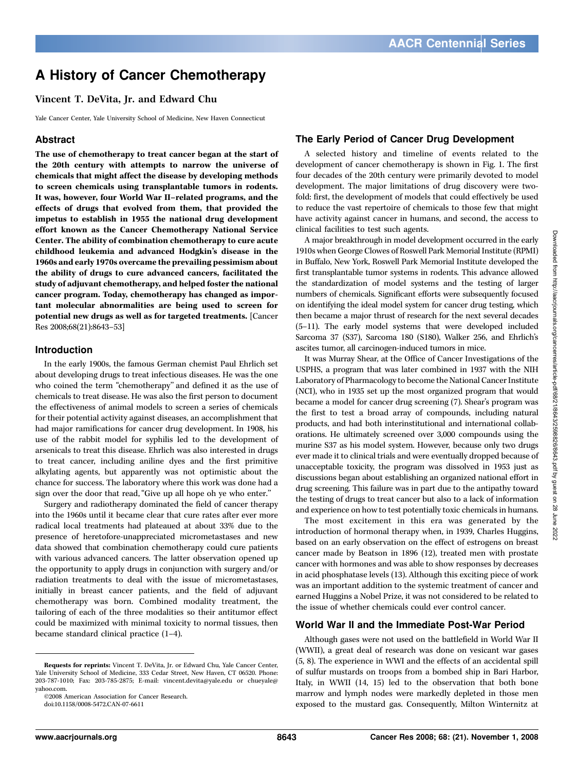# A History of Cancer Chemotherapy

**Vincent T. DeVita, Jr. and Edward Chu**

Yale Cancer Center, Yale University School of Medicine, New Haven Connecticut

## Abstract

**The use of chemotherapy to treat cancer began at the start of the 20th century with attempts to narrow the universe of chemicals that might affect the disease by developing methods to screen chemicals using transplantable tumors in rodents. It was, however, four World War II–related programs, and the effects of drugs that evolved from them, that provided the impetus to establish in 1955 the national drug development effort known as the Cancer Chemotherapy National Service Center. The ability of combination chemotherapy to cure acute childhood leukemia and advanced Hodgkin's disease in the 1960s and early 1970s overcame the prevailing pessimism about the ability of drugs to cure advanced cancers, facilitated the study of adjuvant chemotherapy, and helped foster the national cancer program. Today, chemotherapy has changed as important molecular abnormalities are being used to screen for potential new drugs as well as for targeted treatments.** [Cancer Res 2008;68(21):8643–53]

## Introduction

In the early 1900s, the famous German chemist Paul Ehrlich set about developing drugs to treat infectious diseases. He was the one who coined the term "chemotherapy" and defined it as the use of chemicals to treat disease. He was also the first person to document the effectiveness of animal models to screen a series of chemicals for their potential activity against diseases, an accomplishment that had major ramifications for cancer drug development. In 1908, his use of the rabbit model for syphilis led to the development of arsenicals to treat this disease. Ehrlich was also interested in drugs to treat cancer, including aniline dyes and the first primitive alkylating agents, but apparently was not optimistic about the chance for success. The laboratory where this work was done had a sign over the door that read, "Give up all hope oh ye who enter."

Surgery and radiotherapy dominated the field of cancer therapy into the 1960s until it became clear that cure rates after ever more radical local treatments had plateaued at about 33% due to the presence of heretofore-unappreciated micrometastases and new data showed that combination chemotherapy could cure patients with various advanced cancers. The latter observation opened up the opportunity to apply drugs in conjunction with surgery and/or radiation treatments to deal with the issue of micrometastases, initially in breast cancer patients, and the field of adjuvant chemotherapy was born. Combined modality treatment, the tailoring of each of the three modalities so their antitumor effect could be maximized with minimal toxicity to normal tissues, then became standard clinical practice (1–4).

**Requests for reprints:** Vincent T. DeVita, Jr. or Edward Chu, Yale Cancer Center, Yale University School of Medicine, 333 Cedar Street, New Haven, CT 06520. Phone: 203-787-1010; Fax: 203-785-2875; E-mail: vincent.devita@yale.edu or chueyale@yahoo.com.

©2008 American Association for Cancer Research.
doi:10.1158/0008-5472.CAN-07-6611

## The Early Period of Cancer Drug Development

A selected history and timeline of events related to the development of cancer chemotherapy is shown in Fig. 1. The first four decades of the 20th century were primarily devoted to model development. The major limitations of drug discovery were twofold: first, the development of models that could effectively be used to reduce the vast repertoire of chemicals to those few that might have activity against cancer in humans, and second, the access to clinical facilities to test such agents.

A major breakthrough in model development occurred in the early 1910s when George Clowes of Roswell Park Memorial Institute (RPMI) in Buffalo, New York, Roswell Park Memorial Institute developed the first transplantable tumor systems in rodents. This advance allowed the standardization of model systems and the testing of larger numbers of chemicals. Significant efforts were subsequently focused on identifying the ideal model system for cancer drug testing, which then became a major thrust of research for the next several decades (5–11). The early model systems that were developed included Sarcoma 37 (S37), Sarcoma 180 (S180), Walker 256, and Ehrlich's ascites tumor, all carcinogen-induced tumors in mice.

It was Murray Shear, at the Office of Cancer Investigations of the USPHS, a program that was later combined in 1937 with the NIH Laboratory of Pharmacology to become the National Cancer Institute (NCI), who in 1935 set up the most organized program that would became a model for cancer drug screening (7). Shear's program was the first to test a broad array of compounds, including natural products, and had both interinstitutional and international collaborations. He ultimately screened over 3,000 compounds using the murine S37 as his model system. However, because only two drugs ever made it to clinical trials and were eventually dropped because of unacceptable toxicity, the program was dissolved in 1953 just as discussions began about establishing an organized national effort in drug screening. This failure was in part due to the antipathy toward the testing of drugs to treat cancer but also to a lack of information and experience on how to test potentially toxic chemicals in humans.

The most excitement in this era was generated by the introduction of hormonal therapy when, in 1939, Charles Huggins, based on an early observation on the effect of estrogens on breast cancer made by Beatson in 1896 (12), treated men with prostate cancer with hormones and was able to show responses by decreases in acid phosphatase levels (13). Although this exciting piece of work was an important addition to the systemic treatment of cancer and earned Huggins a Nobel Prize, it was not considered to be related to the issue of whether chemicals could ever control cancer.

## World War II and the Immediate Post-War Period

Although gases were not used on the battlefield in World War II (WWII), a great deal of research was done on vesicant war gases (5, 8). The experience in WWI and the effects of an accidental spill of sulfur mustards on troops from a bombed ship in Bari Harbor, Italy, in WWII (14, 15) led to the observation that both bone marrow and lymph nodes were markedly depleted in those men exposed to the mustard gas. Consequently, Milton Winternitz at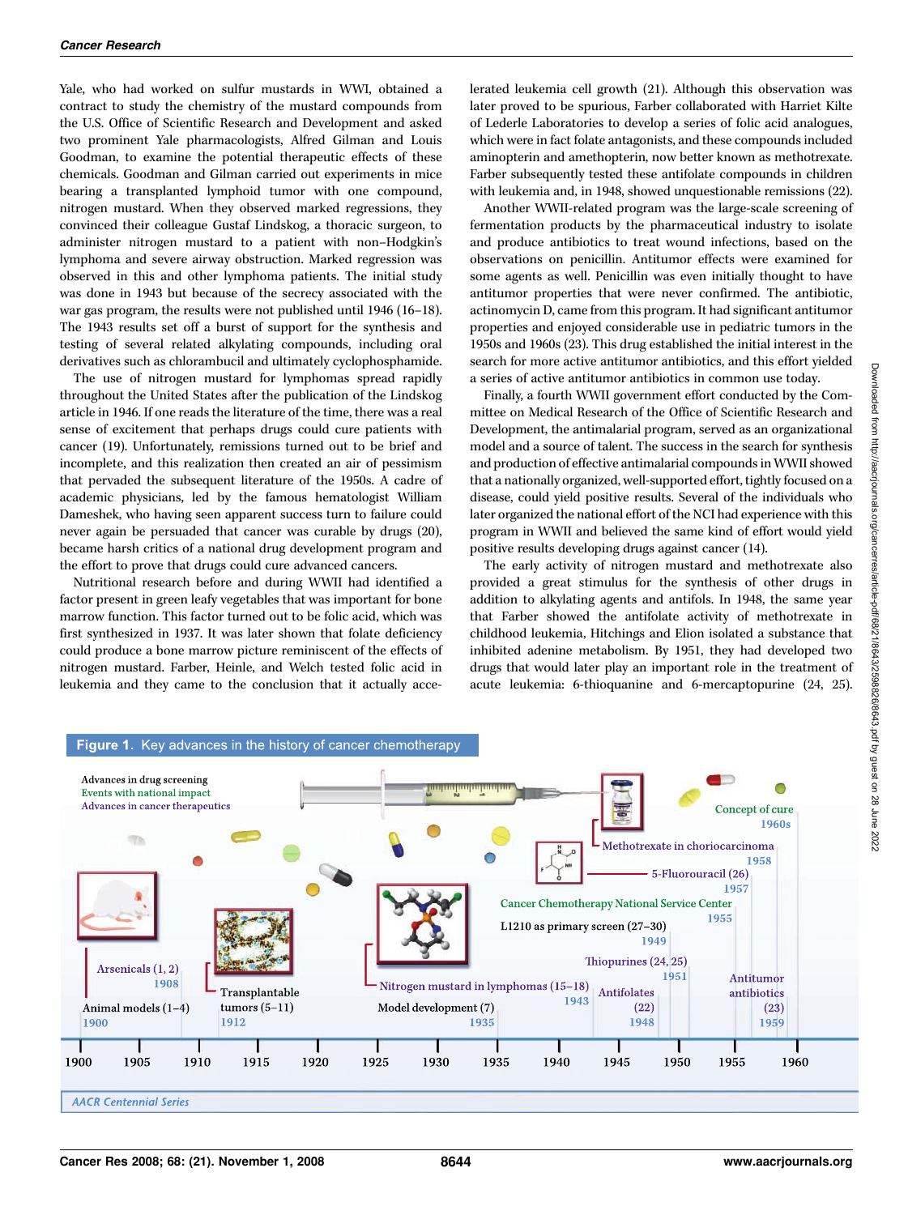Yale, who had worked on sulfur mustards in WWI, obtained a contract to study the chemistry of the mustard compounds from the U.S. Office of Scientific Research and Development and asked two prominent Yale pharmacologists, Alfred Gilman and Louis Goodman, to examine the potential therapeutic effects of these chemicals. Goodman and Gilman carried out experiments in mice bearing a transplanted lymphoid tumor with one compound, nitrogen mustard. When they observed marked regressions, they convinced their colleague Gustaf Lindskog, a thoracic surgeon, to administer nitrogen mustard to a patient with non–Hodgkin's lymphoma and severe airway obstruction. Marked regression was observed in this and other lymphoma patients. The initial study was done in 1943 but because of the secrecy associated with the war gas program, the results were not published until 1946 (16–18). The 1943 results set off a burst of support for the synthesis and testing of several related alkylating compounds, including oral derivatives such as chlorambucil and ultimately cyclophosphamide.

The use of nitrogen mustard for lymphomas spread rapidly throughout the United States after the publication of the Lindskog article in 1946. If one reads the literature of the time, there was a real sense of excitement that perhaps drugs could cure patients with cancer (19). Unfortunately, remissions turned out to be brief and incomplete, and this realization then created an air of pessimism that pervaded the subsequent literature of the 1950s. A cadre of academic physicians, led by the famous hematologist William Dameshek, who having seen apparent success turn to failure could never again be persuaded that cancer was curable by drugs (20), became harsh critics of a national drug development program and the effort to prove that drugs could cure advanced cancers.

Nutritional research before and during WWII had identified a factor present in green leafy vegetables that was important for bone marrow function. This factor turned out to be folic acid, which was first synthesized in 1937. It was later shown that folate deficiency could produce a bone marrow picture reminiscent of the effects of nitrogen mustard. Farber, Heinle, and Welch tested folic acid in leukemia and they came to the conclusion that it actually accelerated leukemia cell growth (21). Although this observation was later proved to be spurious, Farber collaborated with Harriet Kilte of Lederle Laboratories to develop a series of folic acid analogues, which were in fact folate antagonists, and these compounds included aminopterin and amethopterin, now better known as methotrexate. Farber subsequently tested these antifolate compounds in children with leukemia and, in 1948, showed unquestionable remissions (22).

Another WWII-related program was the large-scale screening of fermentation products by the pharmaceutical industry to isolate and produce antibiotics to treat wound infections, based on the observations on penicillin. Antitumor effects were examined for some agents as well. Penicillin was even initially thought to have antitumor properties that were never confirmed. The antibiotic, actinomycin D, came from this program. It had significant antitumor properties and enjoyed considerable use in pediatric tumors in the 1950s and 1960s (23). This drug established the initial interest in the search for more active antitumor antibiotics, and this effort yielded a series of active antitumor antibiotics in common use today.

Finally, a fourth WWII government effort conducted by the Committee on Medical Research of the Office of Scientific Research and Development, the antimalarial program, served as an organizational model and a source of talent. The success in the search for synthesis and production of effective antimalarial compounds in WWII showed that a nationally organized, well-supported effort, tightly focused on a disease, could yield positive results. Several of the individuals who later organized the national effort of the NCI had experience with this program in WWII and believed the same kind of effort would yield positive results developing drugs against cancer (14).

The early activity of nitrogen mustard and methotrexate also provided a great stimulus for the synthesis of other drugs in addition to alkylating agents and antifols. In 1948, the same year that Farber showed the antifolate activity of methotrexate in childhood leukemia, Hitchings and Elion isolated a substance that inhibited adenine metabolism. By 1951, they had developed two drugs that would later play an important role in the treatment of acute leukemia: 6-thioquanine and 6-mercaptopurine (24, 25).

**Figure 1.** Key advances in the history of cancer chemotherapy

Advances in drug screening
Events with national impact
Advances in cancer therapeutics

- Animal models (1–4) — 1900
- Arsenicals (1, 2) — 1908
- Transplantable tumors (5–11) — 1912
- Model development (7) — 1935
- Nitrogen mustard in lymphomas (15–18) — 1943
- Antifolates (22) — 1948
- L1210 as primary screen (27–30) — 1949
- Thiopurines (24, 25) — 1951
- Cancer Chemotherapy National Service Center — 1955
- 5-Fluorouracil (26) — 1957
- Methotrexate in choriocarcinoma — 1958
- Antitumor antibiotics (23) — 1959
- Concept of cure — 1960s

AACR Centennial Series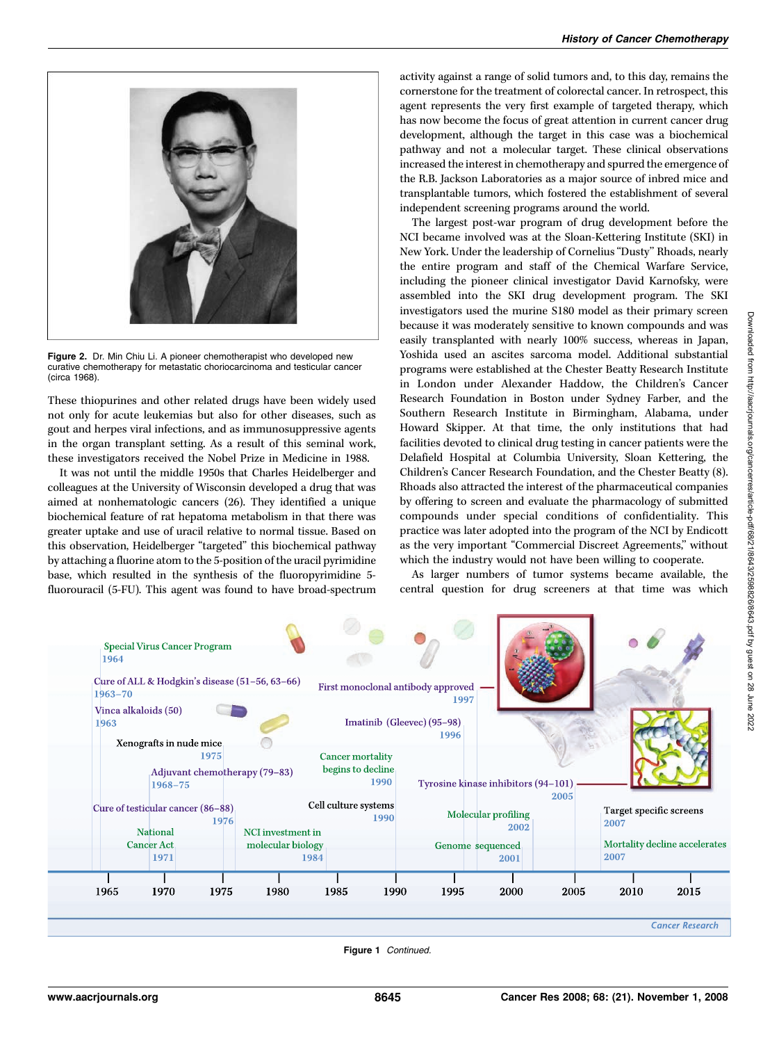Figure 2. Dr. Min Chiu Li. A pioneer chemotherapist who developed new curative chemotherapy for metastatic choriocarcinoma and testicular cancer (circa 1968).

These thiopurines and other related drugs have been widely used not only for acute leukemias but also for other diseases, such as gout and herpes viral infections, and as immunosuppressive agents in the organ transplant setting. As a result of this seminal work, these investigators received the Nobel Prize in Medicine in 1988.

It was not until the middle 1950s that Charles Heidelberger and colleagues at the University of Wisconsin developed a drug that was aimed at nonhematologic cancers (26). They identified a unique biochemical feature of rat hepatoma metabolism in that there was greater uptake and use of uracil relative to normal tissue. Based on this observation, Heidelberger "targeted" this biochemical pathway by attaching a fluorine atom to the 5-position of the uracil pyrimidine base, which resulted in the synthesis of the fluoropyrimidine 5-fluorouracil (5-FU). This agent was found to have broad-spectrum activity against a range of solid tumors and, to this day, remains the cornerstone for the treatment of colorectal cancer. In retrospect, this agent represents the very first example of targeted therapy, which has now become the focus of great attention in current cancer drug development, although the target in this case was a biochemical pathway and not a molecular target. These clinical observations increased the interest in chemotherapy and spurred the emergence of the R.B. Jackson Laboratories as a major source of inbred mice and transplantable tumors, which fostered the establishment of several independent screening programs around the world.

The largest post-war program of drug development before the NCI became involved was at the Sloan-Kettering Institute (SKI) in New York. Under the leadership of Cornelius "Dusty" Rhoads, nearly the entire program and staff of the Chemical Warfare Service, including the pioneer clinical investigator David Karnofsky, were assembled into the SKI drug development program. The SKI investigators used the murine S180 model as their primary screen because it was moderately sensitive to known compounds and was easily transplanted with nearly 100% success, whereas in Japan, Yoshida used an ascites sarcoma model. Additional substantial programs were established at the Chester Beatty Research Institute in London under Alexander Haddow, the Children's Cancer Research Foundation in Boston under Sydney Farber, and the Southern Research Institute in Birmingham, Alabama, under Howard Skipper. At that time, the only institutions that had facilities devoted to clinical drug testing in cancer patients were the Delafield Hospital at Columbia University, Sloan Kettering, the Children's Cancer Research Foundation, and the Chester Beatty (8). Rhoads also attracted the interest of the pharmaceutical companies by offering to screen and evaluate the pharmacology of submitted compounds under special conditions of confidentiality. This practice was later adopted into the program of the NCI by Endicott as the very important "Commercial Discreet Agreements," without which the industry would not have been willing to cooperate.

As larger numbers of tumor systems became available, the central question for drug screeners at that time was which

Special Virus Cancer Program
1964

Cure of ALL & Hodgkin's disease (51–56, 63–66)
1963–70

Vinca alkaloids (50)
1963

Xenografts in nude mice
1975

Adjuvant chemotherapy (79–83)
1968–75

Cure of testicular cancer (86–88)
1976

National Cancer Act
1971

NCI investment in molecular biology
1984

Cell culture systems
1990

Cancer mortality begins to decline
1990

First monoclonal antibody approved
1997

Imatinib (Gleevec) (95–98)
1996

Tyrosine kinase inhibitors (94–101)
2005

Molecular profiling
2002

Genome sequenced
2001

Target specific screens
2007

Mortality decline accelerates
2007

1965 1970 1975 1980 1985 1990 1995 2000 2005 2010 2015

Cancer Research

Figure 1 *Continued.*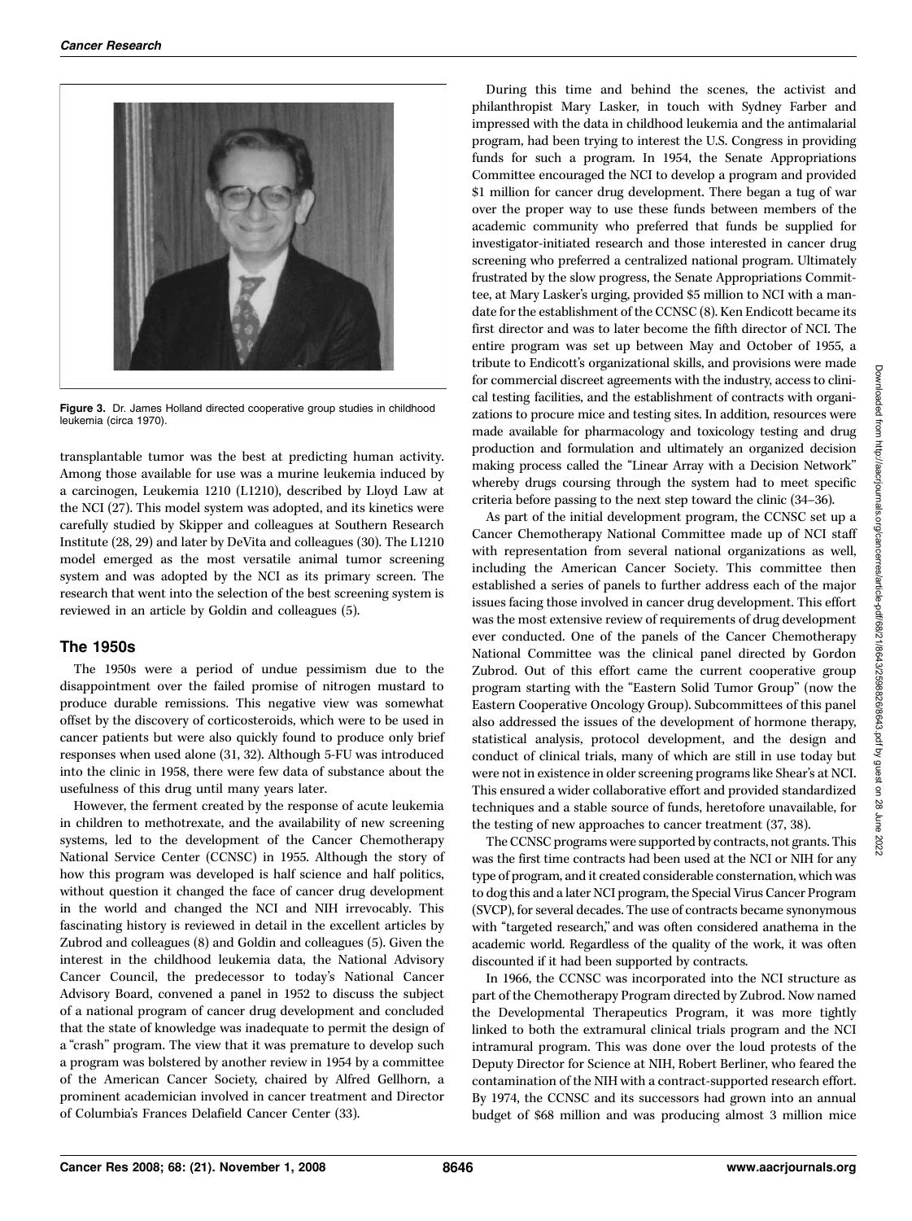Figure 3. Dr. James Holland directed cooperative group studies in childhood leukemia (circa 1970).

transplantable tumor was the best at predicting human activity. Among those available for use was a murine leukemia induced by a carcinogen, Leukemia 1210 (L1210), described by Lloyd Law at the NCI (27). This model system was adopted, and its kinetics were carefully studied by Skipper and colleagues at Southern Research Institute (28, 29) and later by DeVita and colleagues (30). The L1210 model emerged as the most versatile animal tumor screening system and was adopted by the NCI as its primary screen. The research that went into the selection of the best screening system is reviewed in an article by Goldin and colleagues (5).

## The 1950s

The 1950s were a period of undue pessimism due to the disappointment over the failed promise of nitrogen mustard to produce durable remissions. This negative view was somewhat offset by the discovery of corticosteroids, which were to be used in cancer patients but were also quickly found to produce only brief responses when used alone (31, 32). Although 5-FU was introduced into the clinic in 1958, there were few data of substance about the usefulness of this drug until many years later.

However, the ferment created by the response of acute leukemia in children to methotrexate, and the availability of new screening systems, led to the development of the Cancer Chemotherapy National Service Center (CCNSC) in 1955. Although the story of how this program was developed is half science and half politics, without question it changed the face of cancer drug development in the world and changed the NCI and NIH irrevocably. This fascinating history is reviewed in detail in the excellent articles by Zubrod and colleagues (8) and Goldin and colleagues (5). Given the interest in the childhood leukemia data, the National Advisory Cancer Council, the predecessor to today's National Cancer Advisory Board, convened a panel in 1952 to discuss the subject of a national program of cancer drug development and concluded that the state of knowledge was inadequate to permit the design of a "crash" program. The view that it was premature to develop such a program was bolstered by another review in 1954 by a committee of the American Cancer Society, chaired by Alfred Gellhorn, a prominent academician involved in cancer treatment and Director of Columbia's Frances Delafield Cancer Center (33).

During this time and behind the scenes, the activist and philanthropist Mary Lasker, in touch with Sydney Farber and impressed with the data in childhood leukemia and the antimalarial program, had been trying to interest the U.S. Congress in providing funds for such a program. In 1954, the Senate Appropriations Committee encouraged the NCI to develop a program and provided $1 million for cancer drug development. There began a tug of war over the proper way to use these funds between members of the academic community who preferred that funds be supplied for investigator-initiated research and those interested in cancer drug screening who preferred a centralized national program. Ultimately frustrated by the slow progress, the Senate Appropriations Committee, at Mary Lasker's urging, provided $5 million to NCI with a mandate for the establishment of the CCNSC (8). Ken Endicott became its first director and was to later become the fifth director of NCI. The entire program was set up between May and October of 1955, a tribute to Endicott's organizational skills, and provisions were made for commercial discreet agreements with the industry, access to clinical testing facilities, and the establishment of contracts with organizations to procure mice and testing sites. In addition, resources were made available for pharmacology and toxicology testing and drug production and formulation and ultimately an organized decision making process called the "Linear Array with a Decision Network" whereby drugs coursing through the system had to meet specific criteria before passing to the next step toward the clinic (34–36).

As part of the initial development program, the CCNSC set up a Cancer Chemotherapy National Committee made up of NCI staff with representation from several national organizations as well, including the American Cancer Society. This committee then established a series of panels to further address each of the major issues facing those involved in cancer drug development. This effort was the most extensive review of requirements of drug development ever conducted. One of the panels of the Cancer Chemotherapy National Committee was the clinical panel directed by Gordon Zubrod. Out of this effort came the current cooperative group program starting with the "Eastern Solid Tumor Group" (now the Eastern Cooperative Oncology Group). Subcommittees of this panel also addressed the issues of the development of hormone therapy, statistical analysis, protocol development, and the design and conduct of clinical trials, many of which are still in use today but were not in existence in older screening programs like Shear's at NCI. This ensured a wider collaborative effort and provided standardized techniques and a stable source of funds, heretofore unavailable, for the testing of new approaches to cancer treatment (37, 38).

The CCNSC programs were supported by contracts, not grants. This was the first time contracts had been used at the NCI or NIH for any type of program, and it created considerable consternation, which was to dog this and a later NCI program, the Special Virus Cancer Program (SVCP), for several decades. The use of contracts became synonymous with "targeted research," and was often considered anathema in the academic world. Regardless of the quality of the work, it was often discounted if it had been supported by contracts.

In 1966, the CCNSC was incorporated into the NCI structure as part of the Chemotherapy Program directed by Zubrod. Now named the Developmental Therapeutics Program, it was more tightly linked to both the extramural clinical trials program and the NCI intramural program. This was done over the loud protests of the Deputy Director for Science at NIH, Robert Berliner, who feared the contamination of the NIH with a contract-supported research effort. By 1974, the CCNSC and its successors had grown into an annual budget of $68 million and was producing almost 3 million mice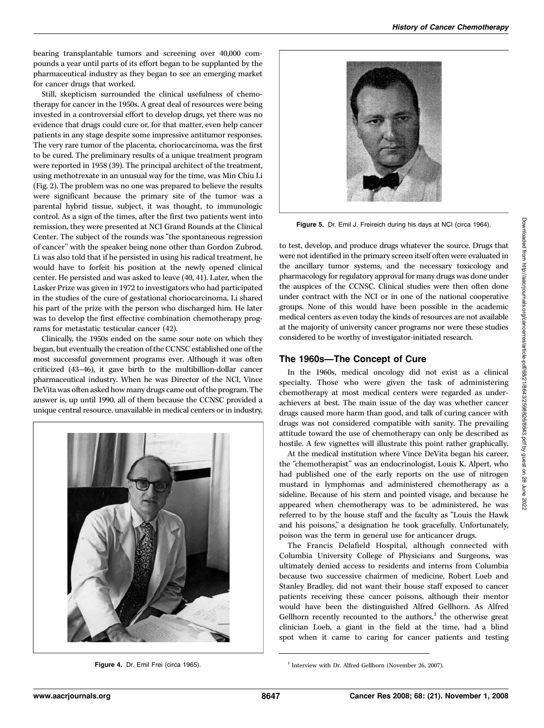bearing transplantable tumors and screening over 40,000 compounds a year until parts of its effort began to be supplanted by the pharmaceutical industry as they began to see an emerging market for cancer drugs that worked.

Still, skepticism surrounded the clinical usefulness of chemotherapy for cancer in the 1950s. A great deal of resources were being invested in a controversial effort to develop drugs, yet there was no evidence that drugs could cure or, for that matter, even help cancer patients in any stage despite some impressive antitumor responses. The very rare tumor of the placenta, choriocarcinoma, was the first to be cured. The preliminary results of a unique treatment program were reported in 1958 (39). The principal architect of the treatment, using methotrexate in an unusual way for the time, was Min Chiu Li (Fig. 2). The problem was no one was prepared to believe the results were significant because the primary site of the tumor was a parental hybrid tissue, subject, it was thought, to immunologic control. As a sign of the times, after the first two patients went into remission, they were presented at NCI Grand Rounds at the Clinical Center. The subject of the rounds was "the spontaneous regression of cancer" with the speaker being none other than Gordon Zubrod. Li was also told that if he persisted in using his radical treatment, he would have to forfeit his position at the newly opened clinical center. He persisted and was asked to leave (40, 41). Later, when the Lasker Prize was given in 1972 to investigators who had participated in the studies of the cure of gestational choriocarcinoma, Li shared his part of the prize with the person who discharged him. He later was to develop the first effective combination chemotherapy programs for metastatic testicular cancer (42).

Clinically, the 1950s ended on the same sour note on which they began, but eventually the creation of the CCNSC established one of the most successful government programs ever. Although it was often criticized (43–46), it gave birth to the multibillion-dollar cancer pharmaceutical industry. When he was Director of the NCI, Vince DeVita was often asked how many drugs came out of the program. The answer is, up until 1990, all of them because the CCNSC provided a unique central resource, unavailable in medical centers or in industry, to test, develop, and produce drugs whatever the source. Drugs that were not identified in the primary screen itself often were evaluated in the ancillary tumor systems, and the necessary toxicology and pharmacology for regulatory approval for many drugs was done under the auspices of the CCNSC. Clinical studies were then often done under contract with the NCI or in one of the national cooperative groups. None of this would have been possible in the academic medical centers as even today the kinds of resources are not available at the majority of university cancer programs nor were these studies considered to be worthy of investigator-initiated research.

Figure 4. Dr. Emil Frei (circa 1965).

Figure 5. Dr. Emil J. Freireich during his days at NCI (circa 1964).

## The 1960s—The Concept of Cure

In the 1960s, medical oncology did not exist as a clinical specialty. Those who were given the task of administering chemotherapy at most medical centers were regarded as underachievers at best. The main issue of the day was whether cancer drugs caused more harm than good, and talk of curing cancer with drugs was not considered compatible with sanity. The prevailing attitude toward the use of chemotherapy can only be described as hostile. A few vignettes will illustrate this point rather graphically.

At the medical institution where Vince DeVita began his career, the "chemotherapist" was an endocrinologist, Louis K. Alpert, who had published one of the early reports on the use of nitrogen mustard in lymphomas and administered chemotherapy as a sideline. Because of his stern and pointed visage, and because he appeared when chemotherapy was to be administered, he was referred to by the house staff and the faculty as "Louis the Hawk and his poisons," a designation he took gracefully. Unfortunately, poison was the term in general use for anticancer drugs.

The Francis Delafield Hospital, although connected with Columbia University College of Physicians and Surgeons, was ultimately denied access to residents and interns from Columbia because two successive chairmen of medicine, Robert Loeb and Stanley Bradley, did not want their house staff exposed to cancer patients receiving these cancer poisons, although their mentor would have been the distinguished Alfred Gellhorn. As Alfred Gellhorn recently recounted to the authors,[1] the otherwise great clinician Loeb, a giant in the field at the time, had a blind spot when it came to caring for cancer patients and testing

[1] Interview with Dr. Alfred Gellhorn (November 26, 2007).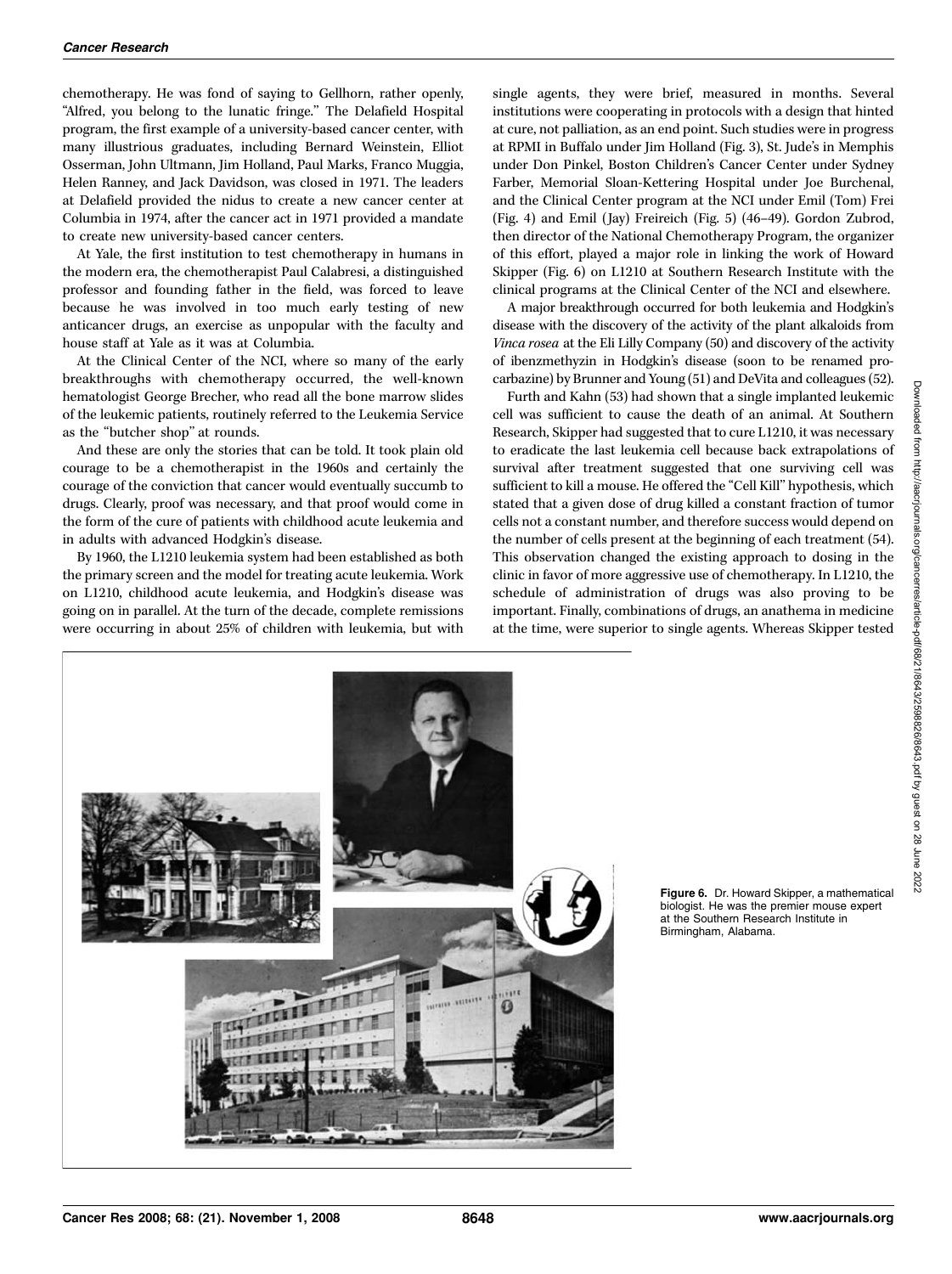chemotherapy. He was fond of saying to Gellhorn, rather openly, "Alfred, you belong to the lunatic fringe." The Delafield Hospital program, the first example of a university-based cancer center, with many illustrious graduates, including Bernard Weinstein, Elliot Osserman, John Ultmann, Jim Holland, Paul Marks, Franco Muggia, Helen Ranney, and Jack Davidson, was closed in 1971. The leaders at Delafield provided the nidus to create a new cancer center at Columbia in 1974, after the cancer act in 1971 provided a mandate to create new university-based cancer centers.

At Yale, the first institution to test chemotherapy in humans in the modern era, the chemotherapist Paul Calabresi, a distinguished professor and founding father in the field, was forced to leave because he was involved in too much early testing of new anticancer drugs, an exercise as unpopular with the faculty and house staff at Yale as it was at Columbia.

At the Clinical Center of the NCI, where so many of the early breakthroughs with chemotherapy occurred, the well-known hematologist George Brecher, who read all the bone marrow slides of the leukemic patients, routinely referred to the Leukemia Service as the "butcher shop" at rounds.

And these are only the stories that can be told. It took plain old courage to be a chemotherapist in the 1960s and certainly the courage of the conviction that cancer would eventually succumb to drugs. Clearly, proof was necessary, and that proof would come in the form of the cure of patients with childhood acute leukemia and in adults with advanced Hodgkin's disease.

By 1960, the L1210 leukemia system had been established as both the primary screen and the model for treating acute leukemia. Work on L1210, childhood acute leukemia, and Hodgkin's disease was going on in parallel. At the turn of the decade, complete remissions were occurring in about 25% of children with leukemia, but with single agents, they were brief, measured in months. Several institutions were cooperating in protocols with a design that hinted at cure, not palliation, as an end point. Such studies were in progress at RPMI in Buffalo under Jim Holland (Fig. 3), St. Jude's in Memphis under Don Pinkel, Boston Children's Cancer Center under Sydney Farber, Memorial Sloan-Kettering Hospital under Joe Burchenal, and the Clinical Center program at the NCI under Emil (Tom) Frei (Fig. 4) and Emil (Jay) Freireich (Fig. 5) (46–49). Gordon Zubrod, then director of the National Chemotherapy Program, the organizer of this effort, played a major role in linking the work of Howard Skipper (Fig. 6) on L1210 at Southern Research Institute with the clinical programs at the Clinical Center of the NCI and elsewhere.

A major breakthrough occurred for both leukemia and Hodgkin's disease with the discovery of the activity of the plant alkaloids from *Vinca rosea* at the Eli Lilly Company (50) and discovery of the activity of ibenzmethyzin in Hodgkin's disease (soon to be renamed procarbazine) by Brunner and Young (51) and DeVita and colleagues (52).

Furth and Kahn (53) had shown that a single implanted leukemic cell was sufficient to cause the death of an animal. At Southern Research, Skipper had suggested that to cure L1210, it was necessary to eradicate the last leukemia cell because back extrapolations of survival after treatment suggested that one surviving cell was sufficient to kill a mouse. He offered the "Cell Kill" hypothesis, which stated that a given dose of drug killed a constant fraction of tumor cells not a constant number, and therefore success would depend on the number of cells present at the beginning of each treatment (54). This observation changed the existing approach to dosing in the clinic in favor of more aggressive use of chemotherapy. In L1210, the schedule of administration of drugs was also proving to be important. Finally, combinations of drugs, an anathema in medicine at the time, were superior to single agents. Whereas Skipper tested

**Figure 6.** Dr. Howard Skipper, a mathematical biologist. He was the premier mouse expert at the Southern Research Institute in Birmingham, Alabama.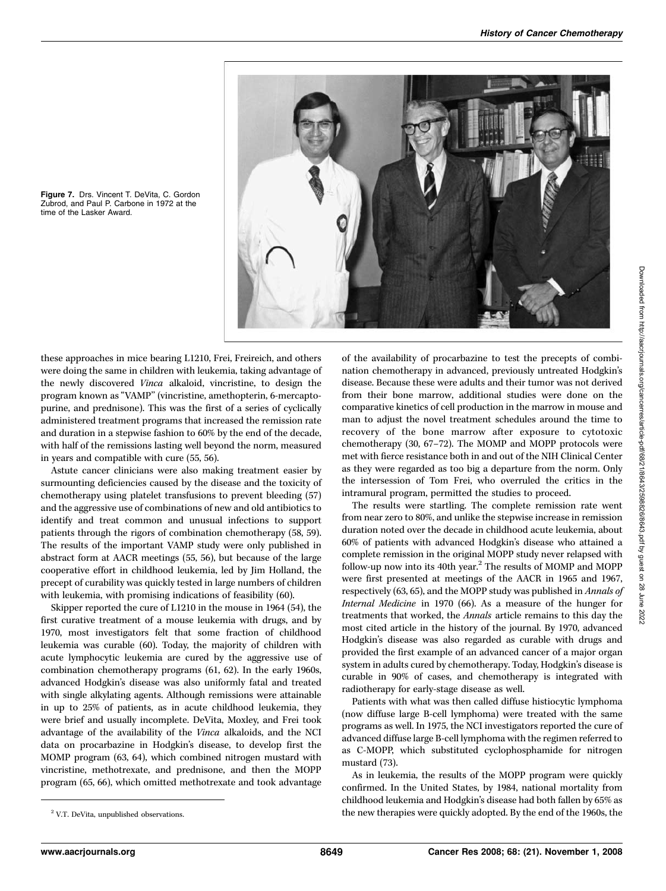Figure 7. Drs. Vincent T. DeVita, C. Gordon Zubrod, and Paul P. Carbone in 1972 at the time of the Lasker Award.

these approaches in mice bearing L1210, Frei, Freireich, and others were doing the same in children with leukemia, taking advantage of the newly discovered *Vinca* alkaloid, vincristine, to design the program known as "VAMP" (vincristine, amethopterin, 6-mercaptopurine, and prednisone). This was the first of a series of cyclically administered treatment programs that increased the remission rate and duration in a stepwise fashion to 60% by the end of the decade, with half of the remissions lasting well beyond the norm, measured in years and compatible with cure (55, 56).

Astute cancer clinicians were also making treatment easier by surmounting deficiencies caused by the disease and the toxicity of chemotherapy using platelet transfusions to prevent bleeding (57) and the aggressive use of combinations of new and old antibiotics to identify and treat common and unusual infections to support patients through the rigors of combination chemotherapy (58, 59). The results of the important VAMP study were only published in abstract form at AACR meetings (55, 56), but because of the large cooperative effort in childhood leukemia, led by Jim Holland, the precept of curability was quickly tested in large numbers of children with leukemia, with promising indications of feasibility (60).

Skipper reported the cure of L1210 in the mouse in 1964 (54), the first curative treatment of a mouse leukemia with drugs, and by 1970, most investigators felt that some fraction of childhood leukemia was curable (60). Today, the majority of children with acute lymphocytic leukemia are cured by the aggressive use of combination chemotherapy programs (61, 62). In the early 1960s, advanced Hodgkin's disease was also uniformly fatal and treated with single alkylating agents. Although remissions were attainable in up to 25% of patients, as in acute childhood leukemia, they were brief and usually incomplete. DeVita, Moxley, and Frei took advantage of the availability of the *Vinca* alkaloids, and the NCI data on procarbazine in Hodgkin's disease, to develop first the MOMP program (63, 64), which combined nitrogen mustard with vincristine, methotrexate, and prednisone, and then the MOPP program (65, 66), which omitted methotrexate and took advantage of the availability of procarbazine to test the precepts of combination chemotherapy in advanced, previously untreated Hodgkin's disease. Because these were adults and their tumor was not derived from their bone marrow, additional studies were done on the comparative kinetics of cell production in the marrow in mouse and man to adjust the novel treatment schedules around the time to recovery of the bone marrow after exposure to cytotoxic chemotherapy (30, 67–72). The MOMP and MOPP protocols were met with fierce resistance both in and out of the NIH Clinical Center as they were regarded as too big a departure from the norm. Only the intersession of Tom Frei, who overruled the critics in the intramural program, permitted the studies to proceed.

The results were startling. The complete remission rate went from near zero to 80%, and unlike the stepwise increase in remission duration noted over the decade in childhood acute leukemia, about 60% of patients with advanced Hodgkin's disease who attained a complete remission in the original MOPP study never relapsed with follow-up now into its 40th year.[2] The results of MOMP and MOPP were first presented at meetings of the AACR in 1965 and 1967, respectively (63, 65), and the MOPP study was published in *Annals of Internal Medicine* in 1970 (66). As a measure of the hunger for treatments that worked, the *Annals* article remains to this day the most cited article in the history of the journal. By 1970, advanced Hodgkin's disease was also regarded as curable with drugs and provided the first example of an advanced cancer of a major organ system in adults cured by chemotherapy. Today, Hodgkin's disease is curable in 90% of cases, and chemotherapy is integrated with radiotherapy for early-stage disease as well.

Patients with what was then called diffuse histiocytic lymphoma (now diffuse large B-cell lymphoma) were treated with the same programs as well. In 1975, the NCI investigators reported the cure of advanced diffuse large B-cell lymphoma with the regimen referred to as C-MOPP, which substituted cyclophosphamide for nitrogen mustard (73).

As in leukemia, the results of the MOPP program were quickly confirmed. In the United States, by 1984, national mortality from childhood leukemia and Hodgkin's disease had both fallen by 65% as the new therapies were quickly adopted. By the end of the 1960s, the

[2] V.T. DeVita, unpublished observations.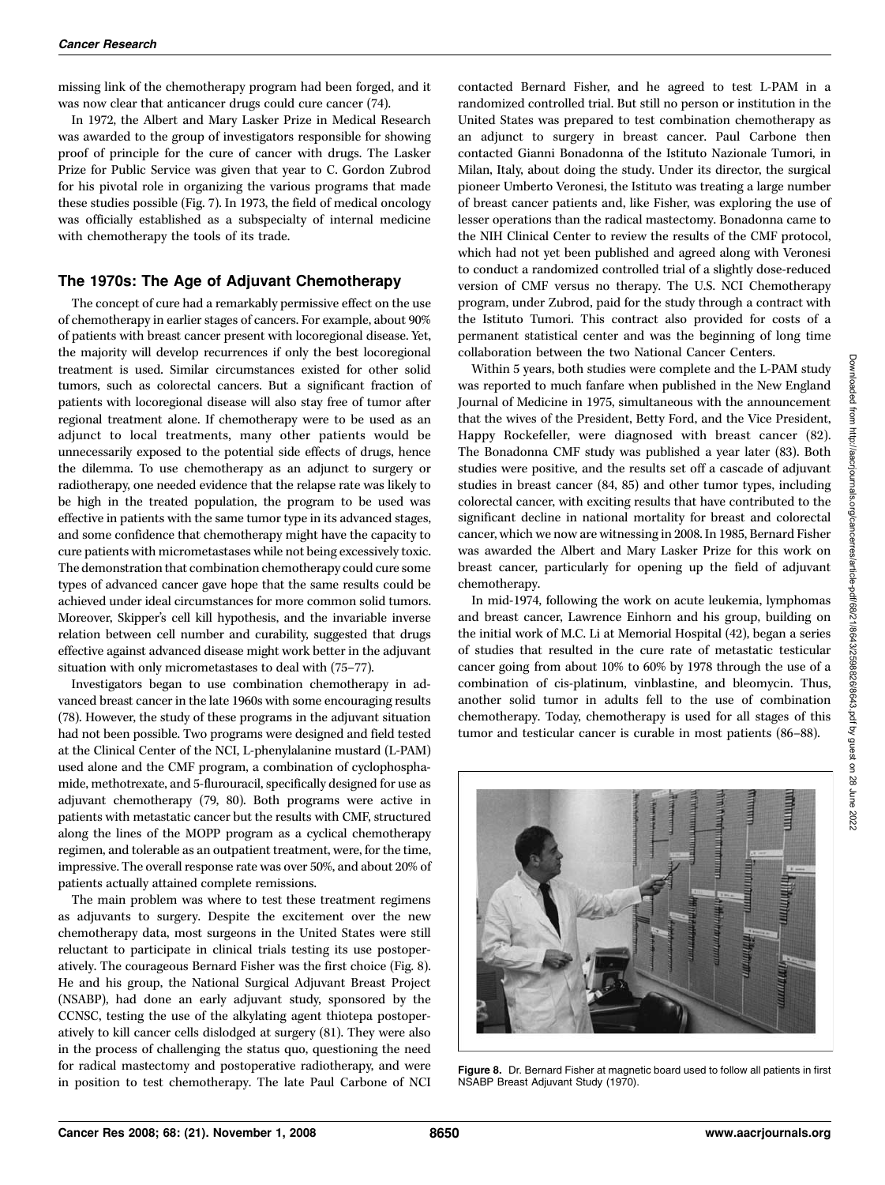missing link of the chemotherapy program had been forged, and it was now clear that anticancer drugs could cure cancer (74).

In 1972, the Albert and Mary Lasker Prize in Medical Research was awarded to the group of investigators responsible for showing proof of principle for the cure of cancer with drugs. The Lasker Prize for Public Service was given that year to C. Gordon Zubrod for his pivotal role in organizing the various programs that made these studies possible (Fig. 7). In 1973, the field of medical oncology was officially established as a subspecialty of internal medicine with chemotherapy the tools of its trade.

## The 1970s: The Age of Adjuvant Chemotherapy

The concept of cure had a remarkably permissive effect on the use of chemotherapy in earlier stages of cancers. For example, about 90% of patients with breast cancer present with locoregional disease. Yet, the majority will develop recurrences if only the best locoregional treatment is used. Similar circumstances existed for other solid tumors, such as colorectal cancers. But a significant fraction of patients with locoregional disease will also stay free of tumor after regional treatment alone. If chemotherapy were to be used as an adjunct to local treatments, many other patients would be unnecessarily exposed to the potential side effects of drugs, hence the dilemma. To use chemotherapy as an adjunct to surgery or radiotherapy, one needed evidence that the relapse rate was likely to be high in the treated population, the program to be used was effective in patients with the same tumor type in its advanced stages, and some confidence that chemotherapy might have the capacity to cure patients with micrometastases while not being excessively toxic. The demonstration that combination chemotherapy could cure some types of advanced cancer gave hope that the same results could be achieved under ideal circumstances for more common solid tumors. Moreover, Skipper's cell kill hypothesis, and the invariable inverse relation between cell number and curability, suggested that drugs effective against advanced disease might work better in the adjuvant situation with only micrometastases to deal with (75–77).

Investigators began to use combination chemotherapy in advanced breast cancer in the late 1960s with some encouraging results (78). However, the study of these programs in the adjuvant situation had not been possible. Two programs were designed and field tested at the Clinical Center of the NCI, L-phenylalanine mustard (L-PAM) used alone and the CMF program, a combination of cyclophosphamide, methotrexate, and 5-flurouracil, specifically designed for use as adjuvant chemotherapy (79, 80). Both programs were active in patients with metastatic cancer but the results with CMF, structured along the lines of the MOPP program as a cyclical chemotherapy regimen, and tolerable as an outpatient treatment, were, for the time, impressive. The overall response rate was over 50%, and about 20% of patients actually attained complete remissions.

The main problem was where to test these treatment regimens as adjuvants to surgery. Despite the excitement over the new chemotherapy data, most surgeons in the United States were still reluctant to participate in clinical trials testing its use postoperatively. The courageous Bernard Fisher was the first choice (Fig. 8). He and his group, the National Surgical Adjuvant Breast Project (NSABP), had done an early adjuvant study, sponsored by the CCNSC, testing the use of the alkylating agent thiotepa postoperatively to kill cancer cells dislodged at surgery (81). They were also in the process of challenging the status quo, questioning the need for radical mastectomy and postoperative radiotherapy, and were in position to test chemotherapy. The late Paul Carbone of NCI contacted Bernard Fisher, and he agreed to test L-PAM in a randomized controlled trial. But still no person or institution in the United States was prepared to test combination chemotherapy as an adjunct to surgery in breast cancer. Paul Carbone then contacted Gianni Bonadonna of the Istituto Nazionale Tumori, in Milan, Italy, about doing the study. Under its director, the surgical pioneer Umberto Veronesi, the Istituto was treating a large number of breast cancer patients and, like Fisher, was exploring the use of lesser operations than the radical mastectomy. Bonadonna came to the NIH Clinical Center to review the results of the CMF protocol, which had not yet been published and agreed along with Veronesi to conduct a randomized controlled trial of a slightly dose-reduced version of CMF versus no therapy. The U.S. NCI Chemotherapy program, under Zubrod, paid for the study through a contract with the Istituto Tumori. This contract also provided for costs of a permanent statistical center and was the beginning of long time collaboration between the two National Cancer Centers.

Within 5 years, both studies were complete and the L-PAM study was reported to much fanfare when published in the New England Journal of Medicine in 1975, simultaneous with the announcement that the wives of the President, Betty Ford, and the Vice President, Happy Rockefeller, were diagnosed with breast cancer (82). The Bonadonna CMF study was published a year later (83). Both studies were positive, and the results set off a cascade of adjuvant studies in breast cancer (84, 85) and other tumor types, including colorectal cancer, with exciting results that have contributed to the significant decline in national mortality for breast and colorectal cancer, which we now are witnessing in 2008. In 1985, Bernard Fisher was awarded the Albert and Mary Lasker Prize for this work on breast cancer, particularly for opening up the field of adjuvant chemotherapy.

In mid-1974, following the work on acute leukemia, lymphomas and breast cancer, Lawrence Einhorn and his group, building on the initial work of M.C. Li at Memorial Hospital (42), began a series of studies that resulted in the cure rate of metastatic testicular cancer going from about 10% to 60% by 1978 through the use of a combination of cis-platinum, vinblastine, and bleomycin. Thus, another solid tumor in adults fell to the use of combination chemotherapy. Today, chemotherapy is used for all stages of this tumor and testicular cancer is curable in most patients (86–88).

**Figure 8.** Dr. Bernard Fisher at magnetic board used to follow all patients in first NSABP Breast Adjuvant Study (1970).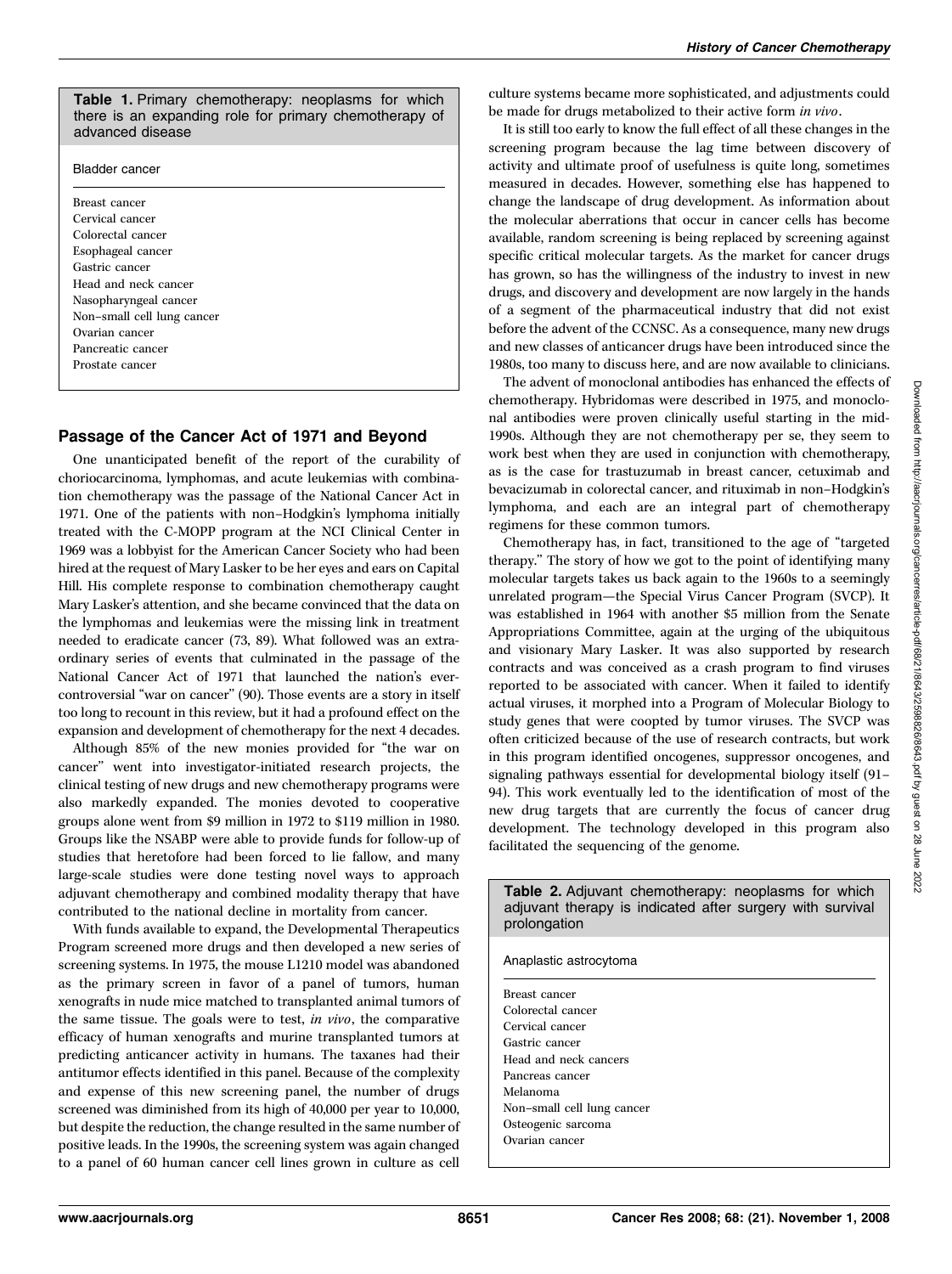**Table 1.** Primary chemotherapy: neoplasms for which there is an expanding role for primary chemotherapy of advanced disease

| Bladder cancer |
|---|
| Breast cancer |
| Cervical cancer |
| Colorectal cancer |
| Esophageal cancer |
| Gastric cancer |
| Head and neck cancer |
| Nasopharyngeal cancer |
| Non–small cell lung cancer |
| Ovarian cancer |
| Pancreatic cancer |
| Prostate cancer |

## Passage of the Cancer Act of 1971 and Beyond

One unanticipated benefit of the report of the curability of choriocarcinoma, lymphomas, and acute leukemias with combination chemotherapy was the passage of the National Cancer Act in 1971. One of the patients with non–Hodgkin's lymphoma initially treated with the C-MOPP program at the NCI Clinical Center in 1969 was a lobbyist for the American Cancer Society who had been hired at the request of Mary Lasker to be her eyes and ears on Capital Hill. His complete response to combination chemotherapy caught Mary Lasker's attention, and she became convinced that the data on the lymphomas and leukemias were the missing link in treatment needed to eradicate cancer (73, 89). What followed was an extraordinary series of events that culminated in the passage of the National Cancer Act of 1971 that launched the nation's ever-controversial "war on cancer" (90). Those events are a story in itself too long to recount in this review, but it had a profound effect on the expansion and development of chemotherapy for the next 4 decades.

Although 85% of the new monies provided for "the war on cancer" went into investigator-initiated research projects, the clinical testing of new drugs and new chemotherapy programs were also markedly expanded. The monies devoted to cooperative groups alone went from $9 million in 1972 to $119 million in 1980. Groups like the NSABP were able to provide funds for follow-up of studies that heretofore had been forced to lie fallow, and many large-scale studies were done testing novel ways to approach adjuvant chemotherapy and combined modality therapy that have contributed to the national decline in mortality from cancer.

With funds available to expand, the Developmental Therapeutics Program screened more drugs and then developed a new series of screening systems. In 1975, the mouse L1210 model was abandoned as the primary screen in favor of a panel of tumors, human xenografts in nude mice matched to transplanted animal tumors of the same tissue. The goals were to test, *in vivo*, the comparative efficacy of human xenografts and murine transplanted tumors at predicting anticancer activity in humans. The taxanes had their antitumor effects identified in this panel. Because of the complexity and expense of this new screening panel, the number of drugs screened was diminished from its high of 40,000 per year to 10,000, but despite the reduction, the change resulted in the same number of positive leads. In the 1990s, the screening system was again changed to a panel of 60 human cancer cell lines grown in culture as cell culture systems became more sophisticated, and adjustments could be made for drugs metabolized to their active form *in vivo*.

It is still too early to know the full effect of all these changes in the screening program because the lag time between discovery of activity and ultimate proof of usefulness is quite long, sometimes measured in decades. However, something else has happened to change the landscape of drug development. As information about the molecular aberrations that occur in cancer cells has become available, random screening is being replaced by screening against specific critical molecular targets. As the market for cancer drugs has grown, so has the willingness of the industry to invest in new drugs, and discovery and development are now largely in the hands of a segment of the pharmaceutical industry that did not exist before the advent of the CCNSC. As a consequence, many new drugs and new classes of anticancer drugs have been introduced since the 1980s, too many to discuss here, and are now available to clinicians.

The advent of monoclonal antibodies has enhanced the effects of chemotherapy. Hybridomas were described in 1975, and monoclonal antibodies were proven clinically useful starting in the mid-1990s. Although they are not chemotherapy per se, they seem to work best when they are used in conjunction with chemotherapy, as is the case for trastuzumab in breast cancer, cetuximab and bevacizumab in colorectal cancer, and rituximab in non–Hodgkin's lymphoma, and each are an integral part of chemotherapy regimens for these common tumors.

Chemotherapy has, in fact, transitioned to the age of "targeted therapy." The story of how we got to the point of identifying many molecular targets takes us back again to the 1960s to a seemingly unrelated program—the Special Virus Cancer Program (SVCP). It was established in 1964 with another $5 million from the Senate Appropriations Committee, again at the urging of the ubiquitous and visionary Mary Lasker. It was also supported by research contracts and was conceived as a crash program to find viruses reported to be associated with cancer. When it failed to identify actual viruses, it morphed into a Program of Molecular Biology to study genes that were coopted by tumor viruses. The SVCP was often criticized because of the use of research contracts, but work in this program identified oncogenes, suppressor oncogenes, and signaling pathways essential for developmental biology itself (91–94). This work eventually led to the identification of most of the new drug targets that are currently the focus of cancer drug development. The technology developed in this program also facilitated the sequencing of the genome.

**Table 2.** Adjuvant chemotherapy: neoplasms for which adjuvant therapy is indicated after surgery with survival prolongation

| Anaplastic astrocytoma |
|---|
| Breast cancer |
| Colorectal cancer |
| Cervical cancer |
| Gastric cancer |
| Head and neck cancers |
| Pancreas cancer |
| Melanoma |
| Non–small cell lung cancer |
| Osteogenic sarcoma |
| Ovarian cancer |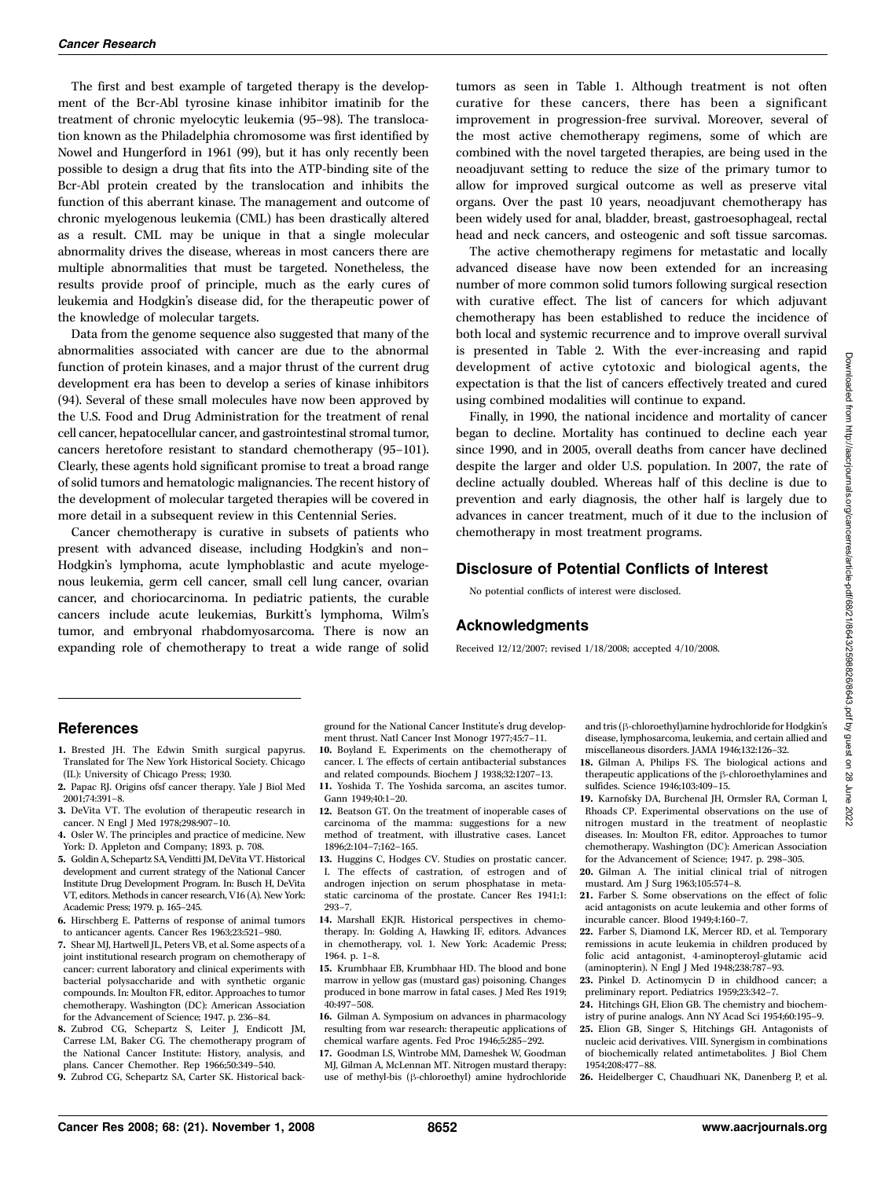The first and best example of targeted therapy is the development of the Bcr-Abl tyrosine kinase inhibitor imatinib for the treatment of chronic myelocytic leukemia (95–98). The translocation known as the Philadelphia chromosome was first identified by Nowel and Hungerford in 1961 (99), but it has only recently been possible to design a drug that fits into the ATP-binding site of the Bcr-Abl protein created by the translocation and inhibits the function of this aberrant kinase. The management and outcome of chronic myelogenous leukemia (CML) has been drastically altered as a result. CML may be unique in that a single molecular abnormality drives the disease, whereas in most cancers there are multiple abnormalities that must be targeted. Nonetheless, the results provide proof of principle, much as the early cures of leukemia and Hodgkin's disease did, for the therapeutic power of the knowledge of molecular targets.

Data from the genome sequence also suggested that many of the abnormalities associated with cancer are due to the abnormal function of protein kinases, and a major thrust of the current drug development era has been to develop a series of kinase inhibitors (94). Several of these small molecules have now been approved by the U.S. Food and Drug Administration for the treatment of renal cell cancer, hepatocellular cancer, and gastrointestinal stromal tumor, cancers heretofore resistant to standard chemotherapy (95–101). Clearly, these agents hold significant promise to treat a broad range of solid tumors and hematologic malignancies. The recent history of the development of molecular targeted therapies will be covered in more detail in a subsequent review in this Centennial Series.

Cancer chemotherapy is curative in subsets of patients who present with advanced disease, including Hodgkin's and non–Hodgkin's lymphoma, acute lymphoblastic and acute myelogenous leukemia, germ cell cancer, small cell lung cancer, ovarian cancer, and choriocarcinoma. In pediatric patients, the curable cancers include acute leukemias, Burkitt's lymphoma, Wilm's tumor, and embryonal rhabdomyosarcoma. There is now an expanding role of chemotherapy to treat a wide range of solid tumors as seen in Table 1. Although treatment is not often curative for these cancers, there has been a significant improvement in progression-free survival. Moreover, several of the most active chemotherapy regimens, some of which are combined with the novel targeted therapies, are being used in the neoadjuvant setting to reduce the size of the primary tumor to allow for improved surgical outcome as well as preserve vital organs. Over the past 10 years, neoadjuvant chemotherapy has been widely used for anal, bladder, breast, gastroesophageal, rectal head and neck cancers, and osteogenic and soft tissue sarcomas.

The active chemotherapy regimens for metastatic and locally advanced disease have now been extended for an increasing number of more common solid tumors following surgical resection with curative effect. The list of cancers for which adjuvant chemotherapy has been established to reduce the incidence of both local and systemic recurrence and to improve overall survival is presented in Table 2. With the ever-increasing and rapid development of active cytotoxic and biological agents, the expectation is that the list of cancers effectively treated and cured using combined modalities will continue to expand.

Finally, in 1990, the national incidence and mortality of cancer began to decline. Mortality has continued to decline each year since 1990, and in 2005, overall deaths from cancer have declined despite the larger and older U.S. population. In 2007, the rate of decline actually doubled. Whereas half of this decline is due to prevention and early diagnosis, the other half is largely due to advances in cancer treatment, much of it due to the inclusion of chemotherapy in most treatment programs.

## Disclosure of Potential Conflicts of Interest

No potential conflicts of interest were disclosed.

## Acknowledgments

Received 12/12/2007; revised 1/18/2008; accepted 4/10/2008.

## References

1. Brested JH. The Edwin Smith surgical papyrus. Translated for The New York Historical Society. Chicago (IL): University of Chicago Press; 1930.
2. Papac RJ. Origins ofsf cancer therapy. Yale J Biol Med 2001;74:391–8.
3. DeVita VT. The evolution of therapeutic research in cancer. N Engl J Med 1978;298:907–10.
4. Osler W. The principles and practice of medicine. New York: D. Appleton and Company; 1893. p. 708.
5. Goldin A, Schepartz SA, Venditti JM, DeVita VT. Historical development and current strategy of the National Cancer Institute Drug Development Program. In: Busch H, DeVita VT, editors. Methods in cancer research, V16 (A). New York: Academic Press; 1979. p. 165–245.
6. Hirschberg E. Patterns of response of animal tumors to anticancer agents. Cancer Res 1963;23:521–980.
7. Shear MJ, Hartwell JL, Peters VB, et al. Some aspects of a joint institutional research program on chemotherapy of cancer: current laboratory and clinical experiments with bacterial polysaccharide and with synthetic organic compounds. In: Moulton FR, editor. Approaches to tumor chemotherapy. Washington (DC): American Association for the Advancement of Science; 1947. p. 236–84.
8. Zubrod CG, Schepartz S, Leiter J, Endicott JM, Carrese LM, Baker CG. The chemotherapy program of the National Cancer Institute: History, analysis, and plans. Cancer Chemother. Rep 1966;50:349–540.
9. Zubrod CG, Schepartz SA, Carter SK. Historical background for the National Cancer Institute's drug development thrust. Natl Cancer Inst Monogr 1977;45:7–11.
10. Boyland E. Experiments on the chemotherapy of cancer. I. The effects of certain antibacterial substances and related compounds. Biochem J 1938;32:1207–13.
11. Yoshida T. The Yoshida sarcoma, an ascites tumor. Gann 1949;40:1–20.
12. Beatson GT. On the treatment of inoperable cases of carcinoma of the mamma: suggestions for a new method of treatment, with illustrative cases. Lancet 1896;2:104–7;162–165.
13. Huggins C, Hodges CV. Studies on prostatic cancer. I. The effects of castration, of estrogen and of androgen injection on serum phosphatase in metastatic carcinoma of the prostate. Cancer Res 1941;1: 293–7.
14. Marshall EKJR. Historical perspectives in chemotherapy. In: Golding A, Hawking IF, editors. Advances in chemotherapy, vol. 1. New York: Academic Press; 1964. p. 1–8.
15. Krumbhaar EB, Krumbhaar HD. The blood and bone marrow in yellow gas (mustard gas) poisoning. Changes produced in bone marrow in fatal cases. J Med Res 1919; 40:497–508.
16. Gilman A. Symposium on advances in pharmacology resulting from war research: therapeutic applications of chemical warfare agents. Fed Proc 1946;5:285–292.
17. Goodman LS, Wintrobe MM, Dameshek W, Goodman MJ, Gilman A, McLennan MT. Nitrogen mustard therapy: use of methyl-bis (β-chloroethyl) amine hydrochloride and tris (β-chloroethyl)amine hydrochloride for Hodgkin's disease, lymphosarcoma, leukemia, and certain allied and miscellaneous disorders. JAMA 1946;132:126–32.
18. Gilman A, Philips FS. The biological actions and therapeutic applications of the β-chloroethylamines and sulfides. Science 1946;103:409–15.
19. Karnofsky DA, Burchenal JH, Ormsler RA, Corman I, Rhoads CP. Experimental observations on the use of nitrogen mustard in the treatment of neoplastic diseases. In: Moulton FR, editor. Approaches to tumor chemotherapy. Washington (DC): American Association for the Advancement of Science; 1947. p. 298–305.
20. Gilman A. The initial clinical trial of nitrogen mustard. Am J Surg 1963;105:574–8.
21. Farber S. Some observations on the effect of folic acid antagonists on acute leukemia and other forms of incurable cancer. Blood 1949;4:160–7.
22. Farber S, Diamond LK, Mercer RD, et al. Temporary remissions in acute leukemia in children produced by folic acid antagonist, 4-aminopteroyl-glutamic acid (aminopterin). N Engl J Med 1948;238:787–93.
23. Pinkel D. Actinomycin D in childhood cancer; a preliminary report. Pediatrics 1959;23:342–7.
24. Hitchings GH, Elion GB. The chemistry and biochemistry of purine analogs. Ann NY Acad Sci 1954;60:195–9.
25. Elion GB, Singer S, Hitchings GH. Antagonists of nucleic acid derivatives. VIII. Synergism in combinations of biochemically related antimetabolites. J Biol Chem 1954;208:477–88.
26. Heidelberger C, Chaudhuari NK, Danenberg P, et al.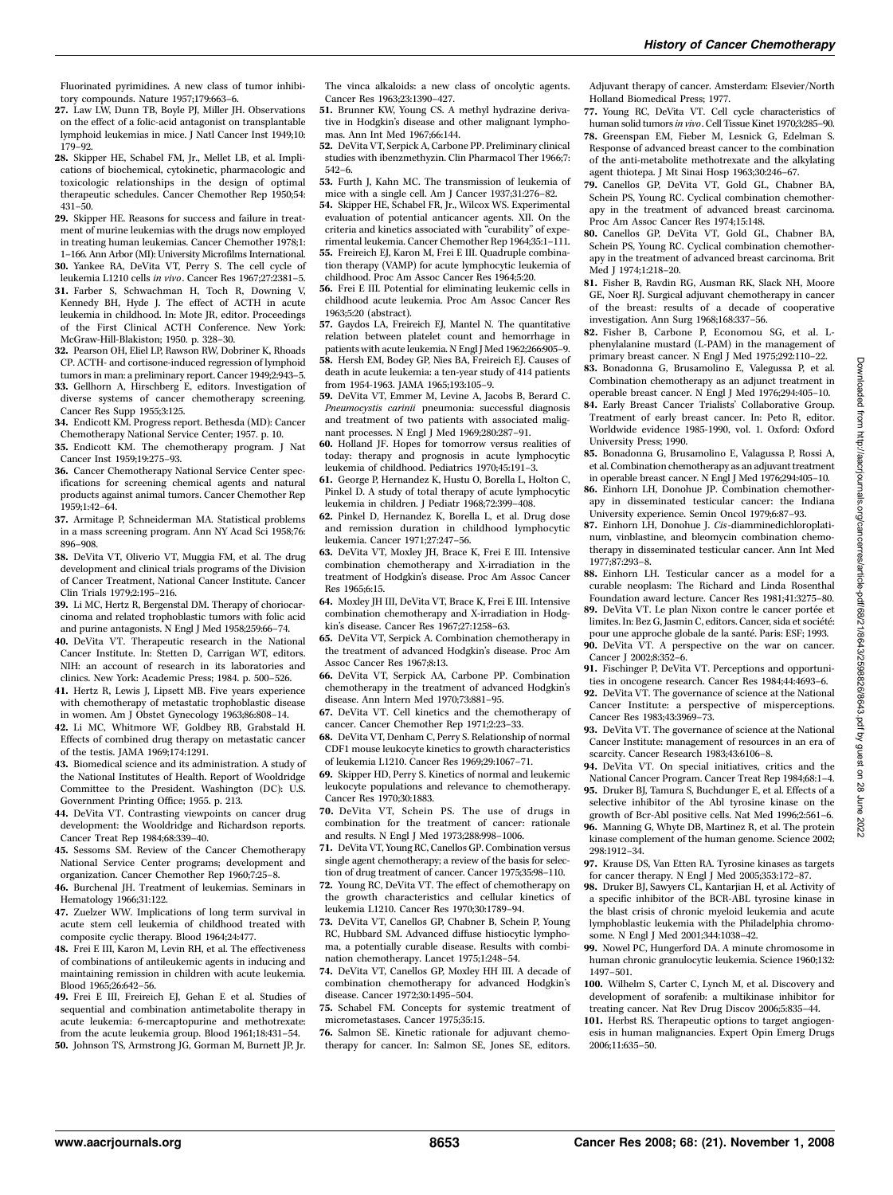Fluorinated pyrimidines. A new class of tumor inhibitory compounds. Nature 1957;179:663–6.

27. Law LW, Dunn TB, Boyle PJ, Miller JH. Observations on the effect of a folic-acid antagonist on transplantable lymphoid leukemias in mice. J Natl Cancer Inst 1949;10: 179–92.
28. Skipper HE, Schabel FM, Jr., Mellet LB, et al. Implications of biochemical, cytokinetic, pharmacologic and toxicologic relationships in the design of optimal therapeutic schedules. Cancer Chemother Rep 1950;54: 431–50.
29. Skipper HE. Reasons for success and failure in treatment of murine leukemias with the drugs now employed in treating human leukemias. Cancer Chemother 1978;1: 1–166. Ann Arbor (MI): University Microfilms International.
30. Yankee RA, DeVita VT, Perry S. The cell cycle of leukemia L1210 cells *in vivo*. Cancer Res 1967;27:2381–5.
31. Farber S, Schwachman H, Toch R, Downing V, Kennedy BH, Hyde J. The effect of ACTH in acute leukemia in childhood. In: Mote JR, editor. Proceedings of the First Clinical ACTH Conference. New York: McGraw-Hill-Blakiston; 1950. p. 328–30.
32. Pearson OH, Eliel LP, Rawson RW, Dobriner K, Rhoads CP. ACTH- and cortisone-induced regression of lymphoid tumors in man: a preliminary report. Cancer 1949;2:943–5.
33. Gellhorn A, Hirschberg E, editors. Investigation of diverse systems of cancer chemotherapy screening. Cancer Res Supp 1955;3:125.
34. Endicott KM. Progress report. Bethesda (MD): Cancer Chemotherapy National Service Center; 1957. p. 10.
35. Endicott KM. The chemotherapy program. J Nat Cancer Inst 1959;19:275–93.
36. Cancer Chemotherapy National Service Center specifications for screening chemical agents and natural products against animal tumors. Cancer Chemother Rep 1959;1:42–64.
37. Armitage P, Schneiderman MA. Statistical problems in a mass screening program. Ann NY Acad Sci 1958;76: 896–908.
38. DeVita VT, Oliverio VT, Muggia FM, et al. The drug development and clinical trials programs of the Division of Cancer Treatment, National Cancer Institute. Cancer Clin Trials 1979;2:195–216.
39. Li MC, Hertz R, Bergenstal DM. Therapy of choriocarcinoma and related trophoblastic tumors with folic acid and purine antagonists. N Engl J Med 1958;259:66–74.
40. DeVita VT. Therapeutic research in the National Cancer Institute. In: Stetten D, Carrigan WT, editors. NIH: an account of research in its laboratories and clinics. New York: Academic Press; 1984. p. 500–526.
41. Hertz R, Lewis J, Lipsett MB. Five years experience with chemotherapy of metastatic trophoblastic disease in women. Am J Obstet Gynecology 1963;86:808–14.
42. Li MC, Whitmore WF, Goldbey RB, Grabstald H. Effects of combined drug therapy on metastatic cancer of the testis. JAMA 1969;174:1291.
43. Biomedical science and its administration. A study of the National Institutes of Health. Report of Wooldridge Committee to the President. Washington (DC): U.S. Government Printing Office; 1955. p. 213.
44. DeVita VT. Contrasting viewpoints on cancer drug development: the Wooldridge and Richardson reports. Cancer Treat Rep 1984;68:339–40.
45. Sessoms SM. Review of the Cancer Chemotherapy National Service Center programs; development and organization. Cancer Chemother Rep 1960;7:25–8.
46. Burchenal JH. Treatment of leukemias. Seminars in Hematology 1966;31:122.
47. Zuelzer WW. Implications of long term survival in acute stem cell leukemia of childhood treated with composite cyclic therapy. Blood 1964;24:477.
48. Frei E III, Karon M, Levin RH, et al. The effectiveness of combinations of antileukemic agents in inducing and maintaining remission in children with acute leukemia. Blood 1965;26:642–56.
49. Frei E III, Freireich EJ, Gehan E et al. Studies of sequential and combination antimetabolite therapy in acute leukemia: 6-mercaptopurine and methotrexate: from the acute leukemia group. Blood 1961;18:431–54.
50. Johnson TS, Armstrong JG, Gorman M, Burnett JP, Jr. The vinca alkaloids: a new class of oncolytic agents. Cancer Res 1963;23:1390–427.
51. Brunner KW, Young CS. A methyl hydrazine derivative in Hodgkin's disease and other malignant lymphomas. Ann Int Med 1967;66:144.
52. DeVita VT, Serpick A, Carbone PP. Preliminary clinical studies with ibenzmethyzin. Clin Pharmacol Ther 1966;7: 542–6.
53. Furth J, Kahn MC. The transmission of leukemia of mice with a single cell. Am J Cancer 1937;31:276–82.
54. Skipper HE, Schabel FR, Jr., Wilcox WS. Experimental evaluation of potential anticancer agents. XII. On the criteria and kinetics associated with "curability" of experimental leukemia. Cancer Chemother Rep 1964;35:1–111.
55. Freireich EJ, Karon M, Frei E III. Quadruple combination therapy (VAMP) for acute lymphocytic leukemia of childhood. Proc Am Assoc Cancer Res 1964;5:20.
56. Frei E III. Potential for eliminating leukemic cells in childhood acute leukemia. Proc Am Assoc Cancer Res 1963;5:20 (abstract).
57. Gaydos LA, Freireich EJ, Mantel N. The quantitative relation between platelet count and hemorrhage in patients with acute leukemia. N Engl J Med 1962;266:905–9.
58. Hersh EM, Bodey GP, Nies BA, Freireich EJ. Causes of death in acute leukemia: a ten-year study of 414 patients from 1954-1963. JAMA 1965;193:105–9.
59. DeVita VT, Emmer M, Levine A, Jacobs B, Berard C. *Pneumocystis carinii* pneumonia: successful diagnosis and treatment of two patients with associated malignant processes. N Engl J Med 1969;280:287–91.
60. Holland JF. Hopes for tomorrow versus realities of today: therapy and prognosis in acute lymphocytic leukemia of childhood. Pediatrics 1970;45:191–3.
61. George P, Hernandez K, Hustu O, Borella L, Holton C, Pinkel D. A study of total therapy of acute lymphocytic leukemia in children. J Pediatr 1968;72:399–408.
62. Pinkel D, Hernandez K, Borella L, et al. Drug dose and remission duration in childhood lymphocytic leukemia. Cancer 1971;27:247–56.
63. DeVita VT, Moxley JH, Brace K, Frei E III. Intensive combination chemotherapy and X-irradiation in the treatment of Hodgkin's disease. Proc Am Assoc Cancer Res 1965;6:15.
64. Moxley JH III, DeVita VT, Brace K, Frei E III. Intensive combination chemotherapy and X-irradiation in Hodgkin's disease. Cancer Res 1967;27:1258–63.
65. DeVita VT, Serpick A. Combination chemotherapy in the treatment of advanced Hodgkin's disease. Proc Am Assoc Cancer Res 1967;8:13.
66. DeVita VT, Serpick AA, Carbone PP. Combination chemotherapy in the treatment of advanced Hodgkin's disease. Ann Intern Med 1970;73:881–95.
67. DeVita VT. Cell kinetics and the chemotherapy of cancer. Cancer Chemother Rep 1971;2:23–33.
68. DeVita VT, Denham C, Perry S. Relationship of normal CDF1 mouse leukocyte kinetics to growth characteristics of leukemia L1210. Cancer Res 1969;29:1067–71.
69. Skipper HD, Perry S. Kinetics of normal and leukemic leukocyte populations and relevance to chemotherapy. Cancer Res 1970;30:1883.
70. DeVita VT, Schein PS. The use of drugs in combination for the treatment of cancer: rationale and results. N Engl J Med 1973;288:998–1006.
71. DeVita VT, Young RC, Canellos GP. Combination versus single agent chemotherapy; a review of the basis for selection of drug treatment of cancer. Cancer 1975;35:98–110.
72. Young RC, DeVita VT. The effect of chemotherapy on the growth characteristics and cellular kinetics of leukemia L1210. Cancer Res 1970;30:1789–94.
73. DeVita VT, Canellos GP, Chabner B, Schein P, Young RC, Hubbard SM. Advanced diffuse histiocytic lymphoma, a potentially curable disease. Results with combination chemotherapy. Lancet 1975;1:248–54.
74. DeVita VT, Canellos GP, Moxley HH III. A decade of combination chemotherapy for advanced Hodgkin's disease. Cancer 1972;30:1495–504.
75. Schabel FM. Concepts for systemic treatment of micrometastases. Cancer 1975;35:15.
76. Salmon SE. Kinetic rationale for adjuvant chemotherapy for cancer. In: Salmon SE, Jones SE, editors. Adjuvant therapy of cancer. Amsterdam: Elsevier/North Holland Biomedical Press; 1977.
77. Young RC, DeVita VT. Cell cycle characteristics of human solid tumors *in vivo*. Cell Tissue Kinet 1970;3:285–90.
78. Greenspan EM, Fieber M, Lesnick G, Edelman S. Response of advanced breast cancer to the combination of the anti-metabolite methotrexate and the alkylating agent thiotepa. J Mt Sinai Hosp 1963;30:246–67.
79. Canellos GP, DeVita VT, Gold GL, Chabner BA, Schein PS, Young RC. Cyclical combination chemotherapy in the treatment of advanced breast carcinoma. Proc Am Assoc Cancer Res 1974;15:148.
80. Canellos GP, DeVita VT, Gold GL, Chabner BA, Schein PS, Young RC. Cyclical combination chemotherapy in the treatment of advanced breast carcinoma. Brit Med J 1974;1:218–20.
81. Fisher B, Ravdin RG, Ausman RK, Slack NH, Moore GE, Noer RJ. Surgical adjuvant chemotherapy in cancer of the breast: results of a decade of cooperative investigation. Ann Surg 1968;168:337–56.
82. Fisher B, Carbone P, Economou SG, et al. L-phenylalanine mustard (L-PAM) in the management of primary breast cancer. N Engl J Med 1975;292:110–22.
83. Bonadonna G, Brusamolino E, Valegussa P, et al. Combination chemotherapy as an adjunct treatment in operable breast cancer. N Engl J Med 1976;294:405–10.
84. Early Breast Cancer Trialists' Collaborative Group. Treatment of early breast cancer. In: Peto R, editor. Worldwide evidence 1985-1990, vol. 1. Oxford: Oxford University Press; 1990.
85. Bonadonna G, Brusamolino E, Valagussa P, Rossi A, et al. Combination chemotherapy as an adjuvant treatment in operable breast cancer. N Engl J Med 1976;294:405–10.
86. Einhorn LH, Donohue JP. Combination chemotherapy in disseminated testicular cancer: the Indiana University experience. Semin Oncol 1979;6:87–93.
87. Einhorn LH, Donohue J. *Cis*-diamminedichloroplatinum, vinblastine, and bleomycin combination chemotherapy in disseminated testicular cancer. Ann Int Med 1977;87:293–8.
88. Einhorn LH. Testicular cancer as a model for a curable neoplasm: The Richard and Linda Rosenthal Foundation award lecture. Cancer Res 1981;41:3275–80.
89. DeVita VT. Le plan Nixon contre le cancer portée et limites. In: Bez G, Jasmin C, editors. Cancer, sida et société: pour une approche globale de la santé. Paris: ESF; 1993.
90. DeVita VT. A perspective on the war on cancer. Cancer J 2002;8:352–6.
91. Fischinger P, DeVita VT. Perceptions and opportunities in oncogene research. Cancer Res 1984;44:4693–6.
92. DeVita VT. The governance of science at the National Cancer Institute: a perspective of misperceptions. Cancer Res 1983;43:3969–73.
93. DeVita VT. The governance of science at the National Cancer Institute: management of resources in an era of scarcity. Cancer Research 1983;43:6106–8.
94. DeVita VT. On special initiatives, critics and the National Cancer Program. Cancer Treat Rep 1984;68:1–4.
95. Druker BJ, Tamura S, Buchdunger E, et al. Effects of a selective inhibitor of the Abl tyrosine kinase on the growth of Bcr-Abl positive cells. Nat Med 1996;2:561–6.
96. Manning G, Whyte DB, Martinez R, et al. The protein kinase complement of the human genome. Science 2002; 298:1912–34.
97. Krause DS, Van Etten RA. Tyrosine kinases as targets for cancer therapy. N Engl J Med 2005;353:172–87.
98. Druker BJ, Sawyers CL, Kantarjian H, et al. Activity of a specific inhibitor of the BCR-ABL tyrosine kinase in the blast crisis of chronic myeloid leukemia and acute lymphoblastic leukemia with the Philadelphia chromosome. N Engl J Med 2001;344:1038–42.
99. Nowel PC, Hungerford DA. A minute chromosome in human chronic granulocytic leukemia. Science 1960;132: 1497–501.
100. Wilhelm S, Carter C, Lynch M, et al. Discovery and development of sorafenib: a multikinase inhibitor for treating cancer. Nat Rev Drug Discov 2006;5:835–44.
101. Herbst RS. Therapeutic options to target angiogenesis in human malignancies. Expert Opin Emerg Drugs 2006;11:635–50.